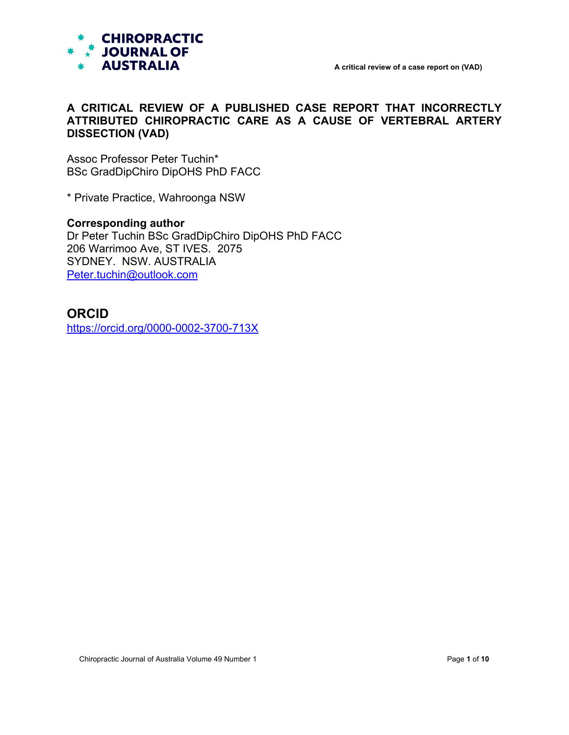# A CRITICAL REVIEW OF A PUBLISHED CASE REPORT THAT INCORRECTLY ATTRIBUTED CHIROPRACTIC CARE AS A CAUSE OF VERTEBRAL ARTERY DISSECTION (VAD)

Assoc Professor Peter Tuchin*
BSc GradDipChiro DipOHS PhD FACC

* Private Practice, Wahroonga NSW

**Corresponding author**
Dr Peter Tuchin BSc GradDipChiro DipOHS PhD FACC
206 Warrimoo Ave, ST IVES. 2075
SYDNEY. NSW. AUSTRALIA
Peter.tuchin@outlook.com

## ORCID

https://orcid.org/0000-0002-3700-713X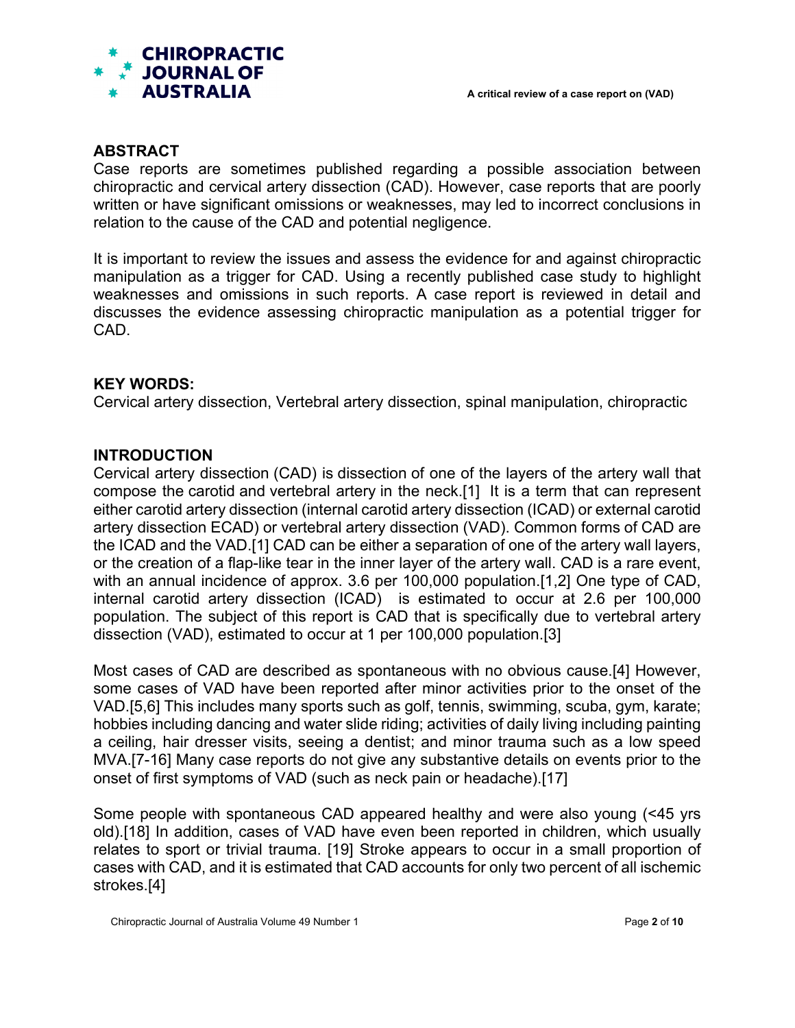## ABSTRACT

Case reports are sometimes published regarding a possible association between chiropractic and cervical artery dissection (CAD). However, case reports that are poorly written or have significant omissions or weaknesses, may led to incorrect conclusions in relation to the cause of the CAD and potential negligence.

It is important to review the issues and assess the evidence for and against chiropractic manipulation as a trigger for CAD. Using a recently published case study to highlight weaknesses and omissions in such reports. A case report is reviewed in detail and discusses the evidence assessing chiropractic manipulation as a potential trigger for CAD.

## KEY WORDS:

Cervical artery dissection, Vertebral artery dissection, spinal manipulation, chiropractic

## INTRODUCTION

Cervical artery dissection (CAD) is dissection of one of the layers of the artery wall that compose the carotid and vertebral artery in the neck.[1] It is a term that can represent either carotid artery dissection (internal carotid artery dissection (ICAD) or external carotid artery dissection ECAD) or vertebral artery dissection (VAD). Common forms of CAD are the ICAD and the VAD.[1] CAD can be either a separation of one of the artery wall layers, or the creation of a flap-like tear in the inner layer of the artery wall. CAD is a rare event, with an annual incidence of approx. 3.6 per 100,000 population.[1,2] One type of CAD, internal carotid artery dissection (ICAD) is estimated to occur at 2.6 per 100,000 population. The subject of this report is CAD that is specifically due to vertebral artery dissection (VAD), estimated to occur at 1 per 100,000 population.[3]

Most cases of CAD are described as spontaneous with no obvious cause.[4] However, some cases of VAD have been reported after minor activities prior to the onset of the VAD.[5,6] This includes many sports such as golf, tennis, swimming, scuba, gym, karate; hobbies including dancing and water slide riding; activities of daily living including painting a ceiling, hair dresser visits, seeing a dentist; and minor trauma such as a low speed MVA.[7-16] Many case reports do not give any substantive details on events prior to the onset of first symptoms of VAD (such as neck pain or headache).[17]

Some people with spontaneous CAD appeared healthy and were also young (<45 yrs old).[18] In addition, cases of VAD have even been reported in children, which usually relates to sport or trivial trauma. [19] Stroke appears to occur in a small proportion of cases with CAD, and it is estimated that CAD accounts for only two percent of all ischemic strokes.[4]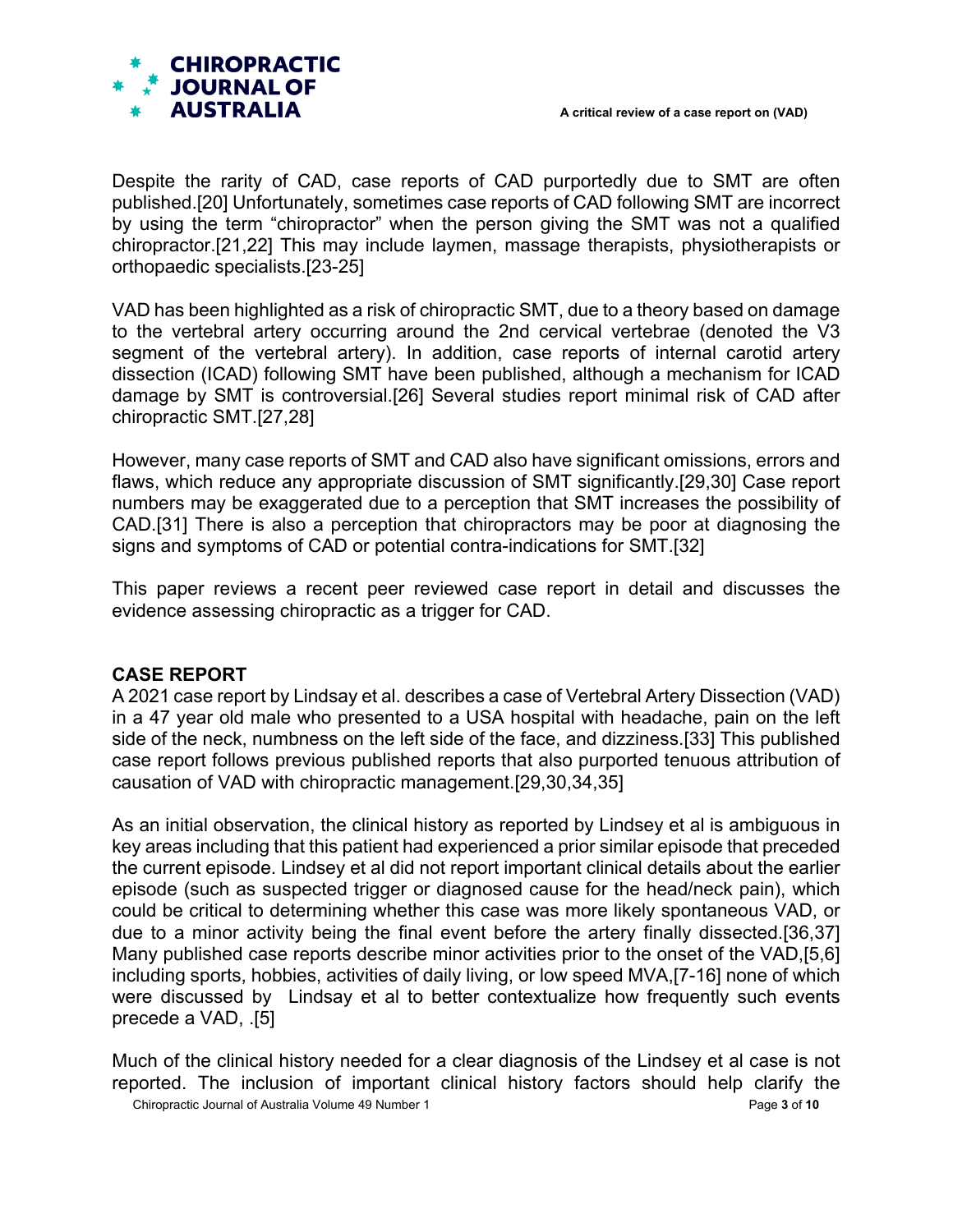Despite the rarity of CAD, case reports of CAD purportedly due to SMT are often published.[20] Unfortunately, sometimes case reports of CAD following SMT are incorrect by using the term "chiropractor" when the person giving the SMT was not a qualified chiropractor.[21,22] This may include laymen, massage therapists, physiotherapists or orthopaedic specialists.[23-25]

VAD has been highlighted as a risk of chiropractic SMT, due to a theory based on damage to the vertebral artery occurring around the 2nd cervical vertebrae (denoted the V3 segment of the vertebral artery). In addition, case reports of internal carotid artery dissection (ICAD) following SMT have been published, although a mechanism for ICAD damage by SMT is controversial.[26] Several studies report minimal risk of CAD after chiropractic SMT.[27,28]

However, many case reports of SMT and CAD also have significant omissions, errors and flaws, which reduce any appropriate discussion of SMT significantly.[29,30] Case report numbers may be exaggerated due to a perception that SMT increases the possibility of CAD.[31] There is also a perception that chiropractors may be poor at diagnosing the signs and symptoms of CAD or potential contra-indications for SMT.[32]

This paper reviews a recent peer reviewed case report in detail and discusses the evidence assessing chiropractic as a trigger for CAD.

## CASE REPORT

A 2021 case report by Lindsay et al. describes a case of Vertebral Artery Dissection (VAD) in a 47 year old male who presented to a USA hospital with headache, pain on the left side of the neck, numbness on the left side of the face, and dizziness.[33] This published case report follows previous published reports that also purported tenuous attribution of causation of VAD with chiropractic management.[29,30,34,35]

As an initial observation, the clinical history as reported by Lindsey et al is ambiguous in key areas including that this patient had experienced a prior similar episode that preceded the current episode. Lindsey et al did not report important clinical details about the earlier episode (such as suspected trigger or diagnosed cause for the head/neck pain), which could be critical to determining whether this case was more likely spontaneous VAD, or due to a minor activity being the final event before the artery finally dissected.[36,37] Many published case reports describe minor activities prior to the onset of the VAD,[5,6] including sports, hobbies, activities of daily living, or low speed MVA,[7-16] none of which were discussed by Lindsay et al to better contextualize how frequently such events precede a VAD, .[5]

Much of the clinical history needed for a clear diagnosis of the Lindsey et al case is not reported. The inclusion of important clinical history factors should help clarify the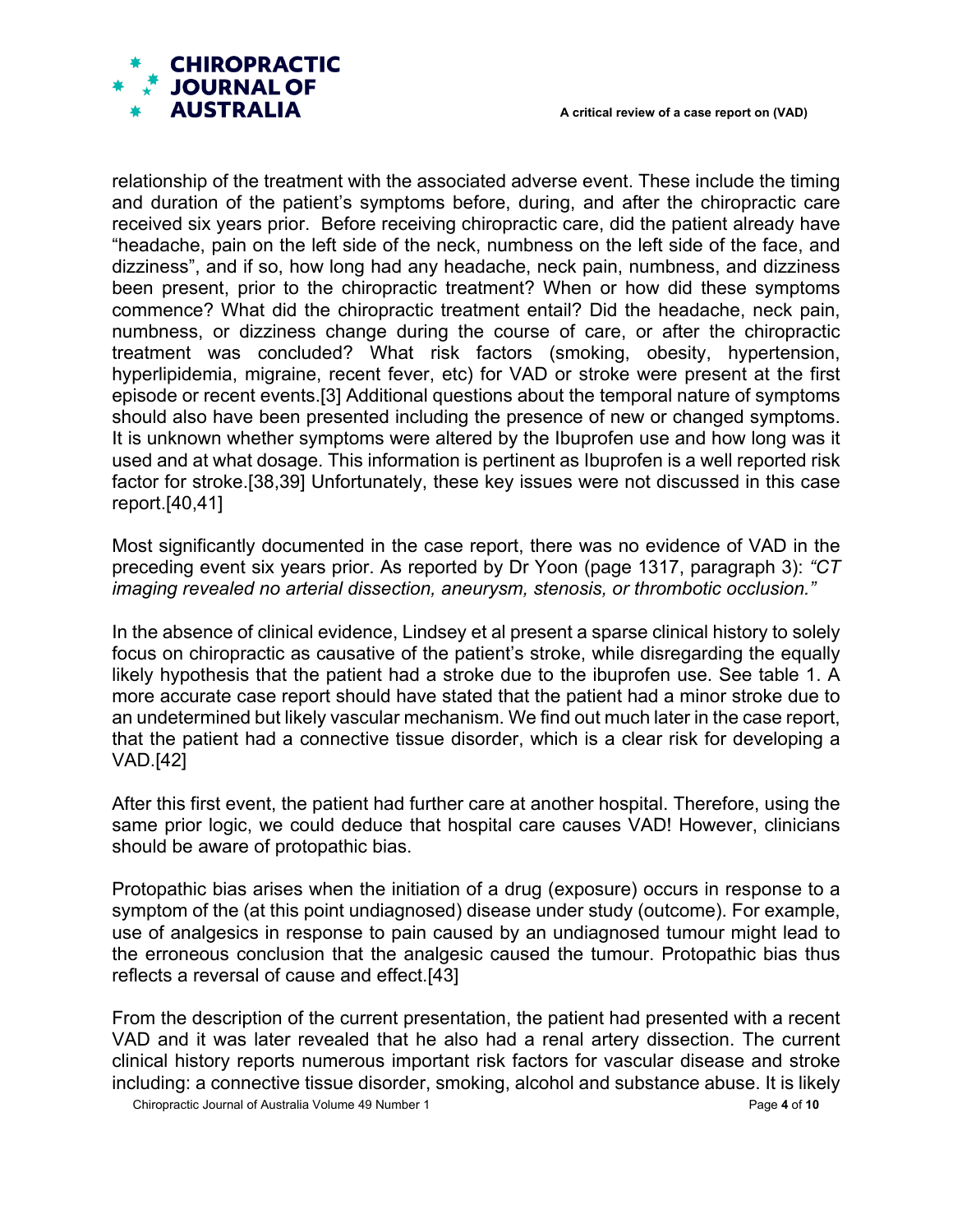relationship of the treatment with the associated adverse event. These include the timing and duration of the patient's symptoms before, during, and after the chiropractic care received six years prior. Before receiving chiropractic care, did the patient already have "headache, pain on the left side of the neck, numbness on the left side of the face, and dizziness", and if so, how long had any headache, neck pain, numbness, and dizziness been present, prior to the chiropractic treatment? When or how did these symptoms commence? What did the chiropractic treatment entail? Did the headache, neck pain, numbness, or dizziness change during the course of care, or after the chiropractic treatment was concluded? What risk factors (smoking, obesity, hypertension, hyperlipidemia, migraine, recent fever, etc) for VAD or stroke were present at the first episode or recent events.[3] Additional questions about the temporal nature of symptoms should also have been presented including the presence of new or changed symptoms. It is unknown whether symptoms were altered by the Ibuprofen use and how long was it used and at what dosage. This information is pertinent as Ibuprofen is a well reported risk factor for stroke.[38,39] Unfortunately, these key issues were not discussed in this case report.[40,41]

Most significantly documented in the case report, there was no evidence of VAD in the preceding event six years prior. As reported by Dr Yoon (page 1317, paragraph 3): *"CT imaging revealed no arterial dissection, aneurysm, stenosis, or thrombotic occlusion."*

In the absence of clinical evidence, Lindsey et al present a sparse clinical history to solely focus on chiropractic as causative of the patient's stroke, while disregarding the equally likely hypothesis that the patient had a stroke due to the ibuprofen use. See table 1. A more accurate case report should have stated that the patient had a minor stroke due to an undetermined but likely vascular mechanism. We find out much later in the case report, that the patient had a connective tissue disorder, which is a clear risk for developing a VAD.[42]

After this first event, the patient had further care at another hospital. Therefore, using the same prior logic, we could deduce that hospital care causes VAD! However, clinicians should be aware of protopathic bias.

Protopathic bias arises when the initiation of a drug (exposure) occurs in response to a symptom of the (at this point undiagnosed) disease under study (outcome). For example, use of analgesics in response to pain caused by an undiagnosed tumour might lead to the erroneous conclusion that the analgesic caused the tumour. Protopathic bias thus reflects a reversal of cause and effect.[43]

From the description of the current presentation, the patient had presented with a recent VAD and it was later revealed that he also had a renal artery dissection. The current clinical history reports numerous important risk factors for vascular disease and stroke including: a connective tissue disorder, smoking, alcohol and substance abuse. It is likely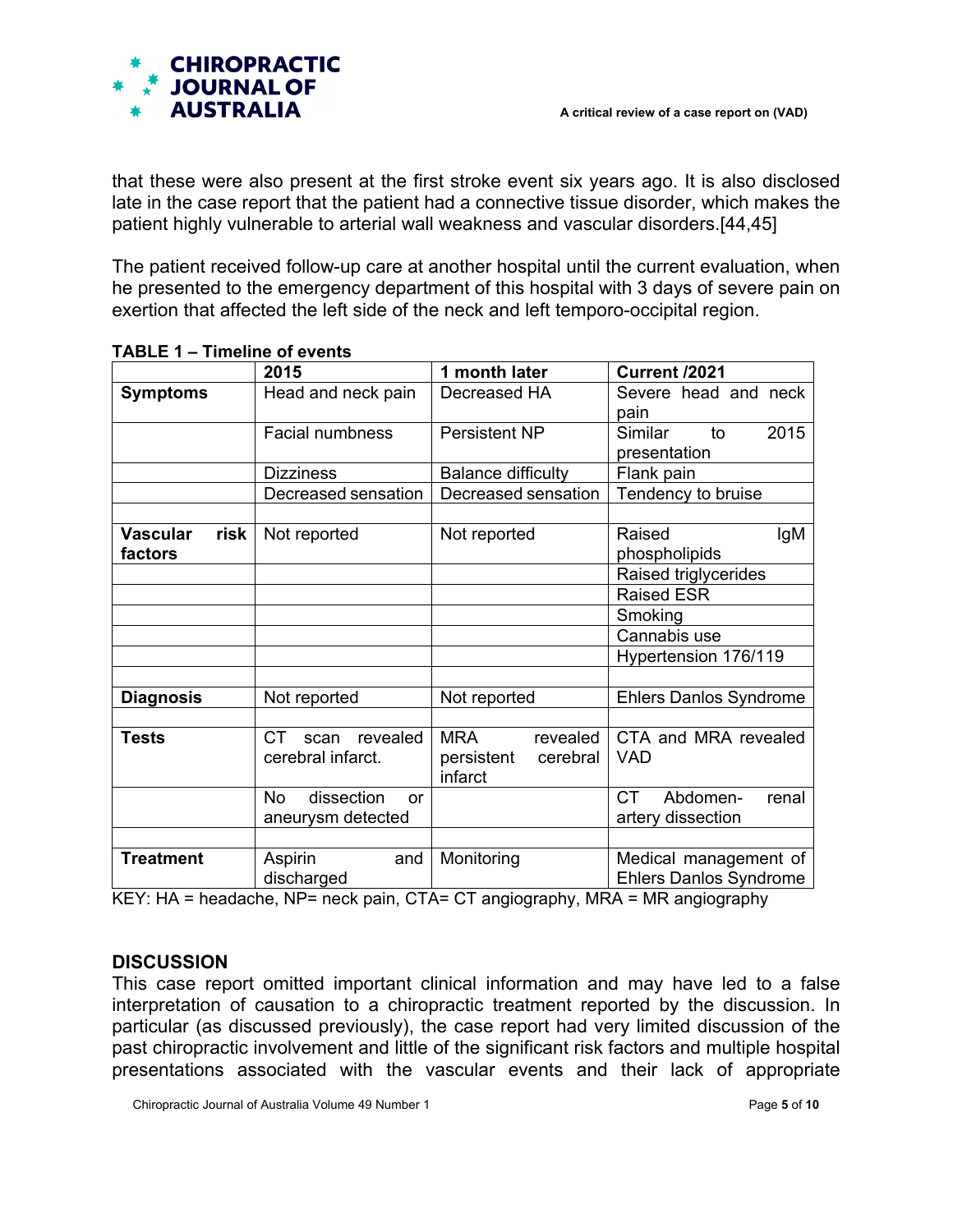that these were also present at the first stroke event six years ago. It is also disclosed late in the case report that the patient had a connective tissue disorder, which makes the patient highly vulnerable to arterial wall weakness and vascular disorders.[44,45]

The patient received follow-up care at another hospital until the current evaluation, when he presented to the emergency department of this hospital with 3 days of severe pain on exertion that affected the left side of the neck and left temporo-occipital region.

**TABLE 1 – Timeline of events**

| | 2015 | 1 month later | Current /2021 |
|---|---|---|---|
| **Symptoms** | Head and neck pain | Decreased HA | Severe head and neck pain |
| | Facial numbness | Persistent NP | Similar to 2015 presentation |
| | Dizziness | Balance difficulty | Flank pain |
| | Decreased sensation | Decreased sensation | Tendency to bruise |
| | | | |
| **Vascular risk factors** | Not reported | Not reported | Raised IgM phospholipids |
| | | | Raised triglycerides |
| | | | Raised ESR |
| | | | Smoking |
| | | | Cannabis use |
| | | | Hypertension 176/119 |
| | | | |
| **Diagnosis** | Not reported | Not reported | Ehlers Danlos Syndrome |
| | | | |
| **Tests** | CT scan revealed cerebral infarct. | MRA revealed persistent cerebral infarct | CTA and MRA revealed VAD |
| | No dissection or aneurysm detected | | CT Abdomen- renal artery dissection |
| | | | |
| **Treatment** | Aspirin and discharged | Monitoring | Medical management of Ehlers Danlos Syndrome |

KEY: HA = headache, NP= neck pain, CTA= CT angiography, MRA = MR angiography

## DISCUSSION

This case report omitted important clinical information and may have led to a false interpretation of causation to a chiropractic treatment reported by the discussion. In particular (as discussed previously), the case report had very limited discussion of the past chiropractic involvement and little of the significant risk factors and multiple hospital presentations associated with the vascular events and their lack of appropriate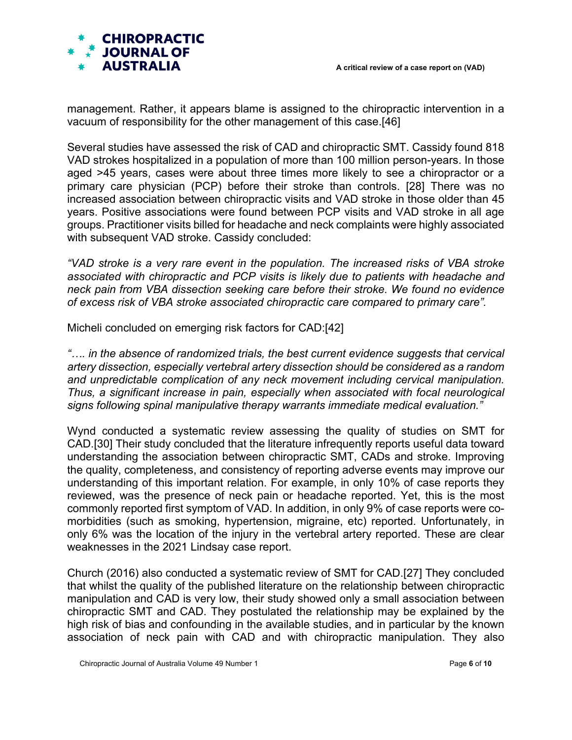management. Rather, it appears blame is assigned to the chiropractic intervention in a vacuum of responsibility for the other management of this case.[46]

Several studies have assessed the risk of CAD and chiropractic SMT. Cassidy found 818 VAD strokes hospitalized in a population of more than 100 million person-years. In those aged >45 years, cases were about three times more likely to see a chiropractor or a primary care physician (PCP) before their stroke than controls. [28] There was no increased association between chiropractic visits and VAD stroke in those older than 45 years. Positive associations were found between PCP visits and VAD stroke in all age groups. Practitioner visits billed for headache and neck complaints were highly associated with subsequent VAD stroke. Cassidy concluded:

*"VAD stroke is a very rare event in the population. The increased risks of VBA stroke associated with chiropractic and PCP visits is likely due to patients with headache and neck pain from VBA dissection seeking care before their stroke. We found no evidence of excess risk of VBA stroke associated chiropractic care compared to primary care".*

Micheli concluded on emerging risk factors for CAD:[42]

*"…. in the absence of randomized trials, the best current evidence suggests that cervical artery dissection, especially vertebral artery dissection should be considered as a random and unpredictable complication of any neck movement including cervical manipulation. Thus, a significant increase in pain, especially when associated with focal neurological signs following spinal manipulative therapy warrants immediate medical evaluation."*

Wynd conducted a systematic review assessing the quality of studies on SMT for CAD.[30] Their study concluded that the literature infrequently reports useful data toward understanding the association between chiropractic SMT, CADs and stroke. Improving the quality, completeness, and consistency of reporting adverse events may improve our understanding of this important relation. For example, in only 10% of case reports they reviewed, was the presence of neck pain or headache reported. Yet, this is the most commonly reported first symptom of VAD. In addition, in only 9% of case reports were co-morbidities (such as smoking, hypertension, migraine, etc) reported. Unfortunately, in only 6% was the location of the injury in the vertebral artery reported. These are clear weaknesses in the 2021 Lindsay case report.

Church (2016) also conducted a systematic review of SMT for CAD.[27] They concluded that whilst the quality of the published literature on the relationship between chiropractic manipulation and CAD is very low, their study showed only a small association between chiropractic SMT and CAD. They postulated the relationship may be explained by the high risk of bias and confounding in the available studies, and in particular by the known association of neck pain with CAD and with chiropractic manipulation. They also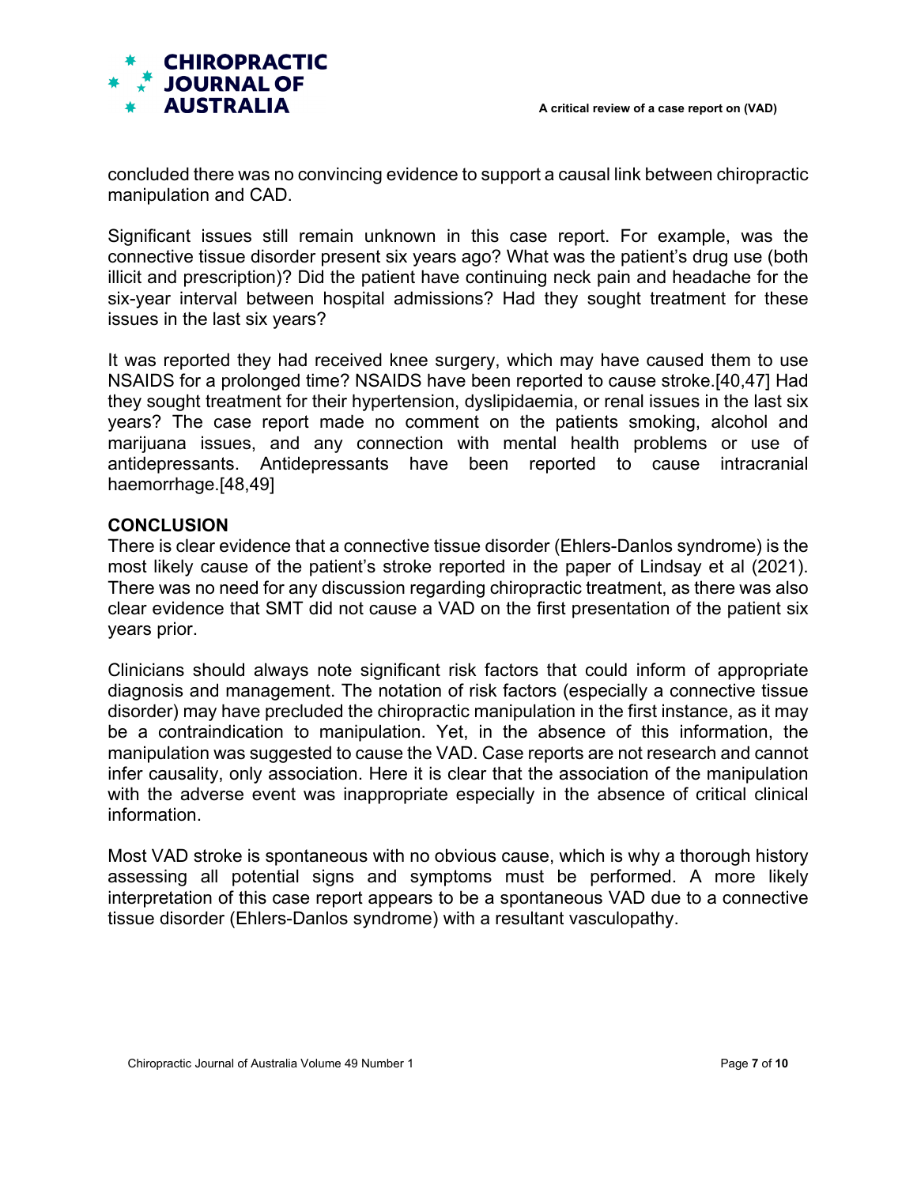concluded there was no convincing evidence to support a causal link between chiropractic manipulation and CAD.

Significant issues still remain unknown in this case report. For example, was the connective tissue disorder present six years ago? What was the patient's drug use (both illicit and prescription)? Did the patient have continuing neck pain and headache for the six-year interval between hospital admissions? Had they sought treatment for these issues in the last six years?

It was reported they had received knee surgery, which may have caused them to use NSAIDS for a prolonged time? NSAIDS have been reported to cause stroke.[40,47] Had they sought treatment for their hypertension, dyslipidaemia, or renal issues in the last six years? The case report made no comment on the patients smoking, alcohol and marijuana issues, and any connection with mental health problems or use of antidepressants. Antidepressants have been reported to cause intracranial haemorrhage.[48,49]

## CONCLUSION

There is clear evidence that a connective tissue disorder (Ehlers-Danlos syndrome) is the most likely cause of the patient's stroke reported in the paper of Lindsay et al (2021). There was no need for any discussion regarding chiropractic treatment, as there was also clear evidence that SMT did not cause a VAD on the first presentation of the patient six years prior.

Clinicians should always note significant risk factors that could inform of appropriate diagnosis and management. The notation of risk factors (especially a connective tissue disorder) may have precluded the chiropractic manipulation in the first instance, as it may be a contraindication to manipulation. Yet, in the absence of this information, the manipulation was suggested to cause the VAD. Case reports are not research and cannot infer causality, only association. Here it is clear that the association of the manipulation with the adverse event was inappropriate especially in the absence of critical clinical information.

Most VAD stroke is spontaneous with no obvious cause, which is why a thorough history assessing all potential signs and symptoms must be performed. A more likely interpretation of this case report appears to be a spontaneous VAD due to a connective tissue disorder (Ehlers-Danlos syndrome) with a resultant vasculopathy.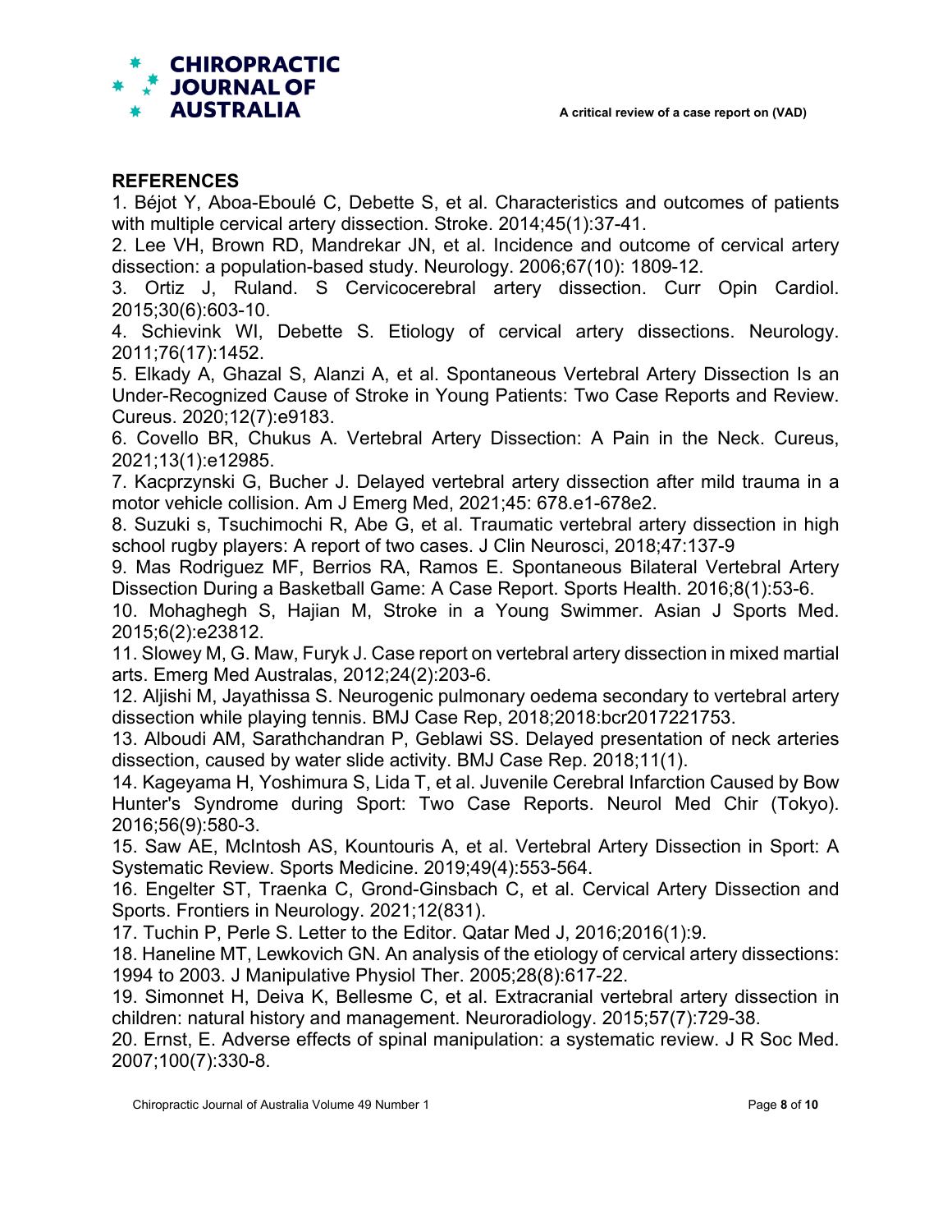## REFERENCES

1. Béjot Y, Aboa-Eboulé C, Debette S, et al. Characteristics and outcomes of patients with multiple cervical artery dissection. Stroke. 2014;45(1):37-41.
2. Lee VH, Brown RD, Mandrekar JN, et al. Incidence and outcome of cervical artery dissection: a population-based study. Neurology. 2006;67(10): 1809-12.
3. Ortiz J, Ruland. S Cervicocerebral artery dissection. Curr Opin Cardiol. 2015;30(6):603-10.
4. Schievink WI, Debette S. Etiology of cervical artery dissections. Neurology. 2011;76(17):1452.
5. Elkady A, Ghazal S, Alanzi A, et al. Spontaneous Vertebral Artery Dissection Is an Under-Recognized Cause of Stroke in Young Patients: Two Case Reports and Review. Cureus. 2020;12(7):e9183.
6. Covello BR, Chukus A. Vertebral Artery Dissection: A Pain in the Neck. Cureus, 2021;13(1):e12985.
7. Kacprzynski G, Bucher J. Delayed vertebral artery dissection after mild trauma in a motor vehicle collision. Am J Emerg Med, 2021;45: 678.e1-678e2.
8. Suzuki s, Tsuchimochi R, Abe G, et al. Traumatic vertebral artery dissection in high school rugby players: A report of two cases. J Clin Neurosci, 2018;47:137-9
9. Mas Rodriguez MF, Berrios RA, Ramos E. Spontaneous Bilateral Vertebral Artery Dissection During a Basketball Game: A Case Report. Sports Health. 2016;8(1):53-6.
10. Mohaghegh S, Hajian M, Stroke in a Young Swimmer. Asian J Sports Med. 2015;6(2):e23812.
11. Slowey M, G. Maw, Furyk J. Case report on vertebral artery dissection in mixed martial arts. Emerg Med Australas, 2012;24(2):203-6.
12. Aljishi M, Jayathissa S. Neurogenic pulmonary oedema secondary to vertebral artery dissection while playing tennis. BMJ Case Rep, 2018;2018:bcr2017221753.
13. Alboudi AM, Sarathchandran P, Geblawi SS. Delayed presentation of neck arteries dissection, caused by water slide activity. BMJ Case Rep. 2018;11(1).
14. Kageyama H, Yoshimura S, Lida T, et al. Juvenile Cerebral Infarction Caused by Bow Hunter's Syndrome during Sport: Two Case Reports. Neurol Med Chir (Tokyo). 2016;56(9):580-3.
15. Saw AE, McIntosh AS, Kountouris A, et al. Vertebral Artery Dissection in Sport: A Systematic Review. Sports Medicine. 2019;49(4):553-564.
16. Engelter ST, Traenka C, Grond-Ginsbach C, et al. Cervical Artery Dissection and Sports. Frontiers in Neurology. 2021;12(831).
17. Tuchin P, Perle S. Letter to the Editor. Qatar Med J, 2016;2016(1):9.
18. Haneline MT, Lewkovich GN. An analysis of the etiology of cervical artery dissections: 1994 to 2003. J Manipulative Physiol Ther. 2005;28(8):617-22.
19. Simonnet H, Deiva K, Bellesme C, et al. Extracranial vertebral artery dissection in children: natural history and management. Neuroradiology. 2015;57(7):729-38.
20. Ernst, E. Adverse effects of spinal manipulation: a systematic review. J R Soc Med. 2007;100(7):330-8.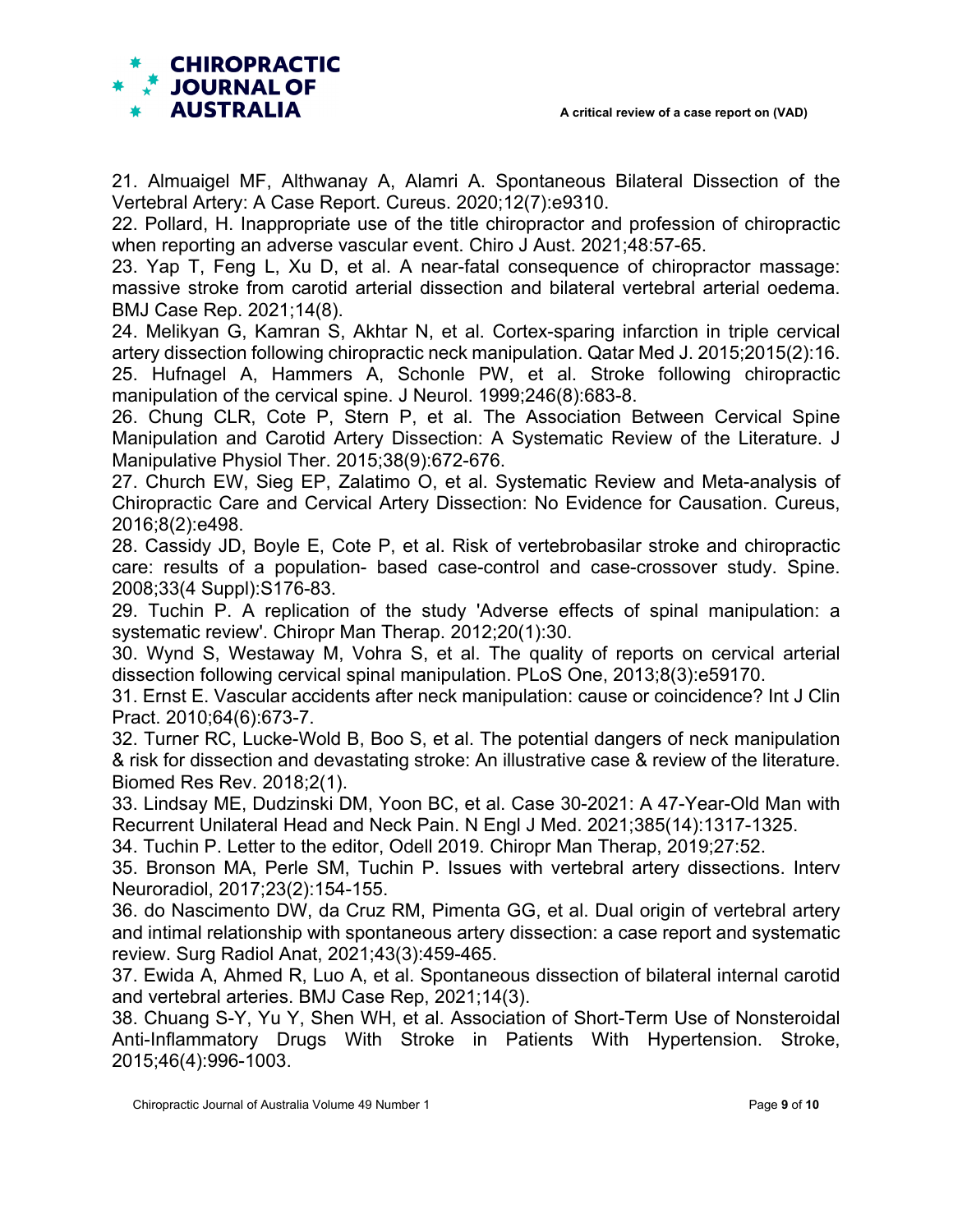21. Almuaigel MF, Althwanay A, Alamri A. Spontaneous Bilateral Dissection of the Vertebral Artery: A Case Report. Cureus. 2020;12(7):e9310.
22. Pollard, H. Inappropriate use of the title chiropractor and profession of chiropractic when reporting an adverse vascular event. Chiro J Aust. 2021;48:57-65.
23. Yap T, Feng L, Xu D, et al. A near-fatal consequence of chiropractor massage: massive stroke from carotid arterial dissection and bilateral vertebral arterial oedema. BMJ Case Rep. 2021;14(8).
24. Melikyan G, Kamran S, Akhtar N, et al. Cortex-sparing infarction in triple cervical artery dissection following chiropractic neck manipulation. Qatar Med J. 2015;2015(2):16.
25. Hufnagel A, Hammers A, Schonle PW, et al. Stroke following chiropractic manipulation of the cervical spine. J Neurol. 1999;246(8):683-8.
26. Chung CLR, Cote P, Stern P, et al. The Association Between Cervical Spine Manipulation and Carotid Artery Dissection: A Systematic Review of the Literature. J Manipulative Physiol Ther. 2015;38(9):672-676.
27. Church EW, Sieg EP, Zalatimo O, et al. Systematic Review and Meta-analysis of Chiropractic Care and Cervical Artery Dissection: No Evidence for Causation. Cureus, 2016;8(2):e498.
28. Cassidy JD, Boyle E, Cote P, et al. Risk of vertebrobasilar stroke and chiropractic care: results of a population- based case-control and case-crossover study. Spine. 2008;33(4 Suppl):S176-83.
29. Tuchin P. A replication of the study 'Adverse effects of spinal manipulation: a systematic review'. Chiropr Man Therap. 2012;20(1):30.
30. Wynd S, Westaway M, Vohra S, et al. The quality of reports on cervical arterial dissection following cervical spinal manipulation. PLoS One, 2013;8(3):e59170.
31. Ernst E. Vascular accidents after neck manipulation: cause or coincidence? Int J Clin Pract. 2010;64(6):673-7.
32. Turner RC, Lucke-Wold B, Boo S, et al. The potential dangers of neck manipulation & risk for dissection and devastating stroke: An illustrative case & review of the literature. Biomed Res Rev. 2018;2(1).
33. Lindsay ME, Dudzinski DM, Yoon BC, et al. Case 30-2021: A 47-Year-Old Man with Recurrent Unilateral Head and Neck Pain. N Engl J Med. 2021;385(14):1317-1325.
34. Tuchin P. Letter to the editor, Odell 2019. Chiropr Man Therap, 2019;27:52.
35. Bronson MA, Perle SM, Tuchin P. Issues with vertebral artery dissections. Interv Neuroradiol, 2017;23(2):154-155.
36. do Nascimento DW, da Cruz RM, Pimenta GG, et al. Dual origin of vertebral artery and intimal relationship with spontaneous artery dissection: a case report and systematic review. Surg Radiol Anat, 2021;43(3):459-465.
37. Ewida A, Ahmed R, Luo A, et al. Spontaneous dissection of bilateral internal carotid and vertebral arteries. BMJ Case Rep, 2021;14(3).
38. Chuang S-Y, Yu Y, Shen WH, et al. Association of Short-Term Use of Nonsteroidal Anti-Inflammatory Drugs With Stroke in Patients With Hypertension. Stroke, 2015;46(4):996-1003.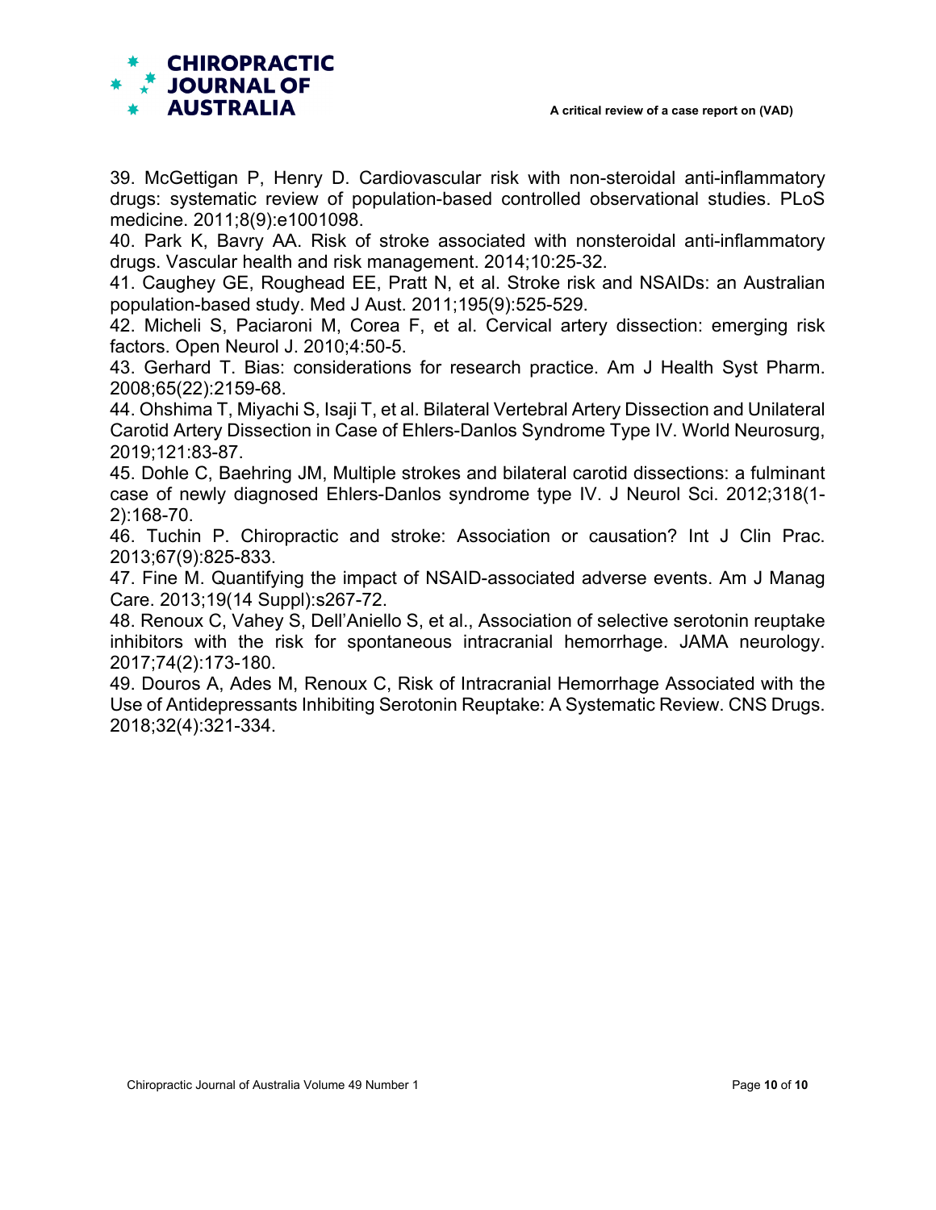39. McGettigan P, Henry D. Cardiovascular risk with non-steroidal anti-inflammatory drugs: systematic review of population-based controlled observational studies. PLoS medicine. 2011;8(9):e1001098.

40. Park K, Bavry AA. Risk of stroke associated with nonsteroidal anti-inflammatory drugs. Vascular health and risk management. 2014;10:25-32.

41. Caughey GE, Roughead EE, Pratt N, et al. Stroke risk and NSAIDs: an Australian population-based study. Med J Aust. 2011;195(9):525-529.

42. Micheli S, Paciaroni M, Corea F, et al. Cervical artery dissection: emerging risk factors. Open Neurol J. 2010;4:50-5.

43. Gerhard T. Bias: considerations for research practice. Am J Health Syst Pharm. 2008;65(22):2159-68.

44. Ohshima T, Miyachi S, Isaji T, et al. Bilateral Vertebral Artery Dissection and Unilateral Carotid Artery Dissection in Case of Ehlers-Danlos Syndrome Type IV. World Neurosurg, 2019;121:83-87.

45. Dohle C, Baehring JM, Multiple strokes and bilateral carotid dissections: a fulminant case of newly diagnosed Ehlers-Danlos syndrome type IV. J Neurol Sci. 2012;318(1-2):168-70.

46. Tuchin P. Chiropractic and stroke: Association or causation? Int J Clin Prac. 2013;67(9):825-833.

47. Fine M. Quantifying the impact of NSAID-associated adverse events. Am J Manag Care. 2013;19(14 Suppl):s267-72.

48. Renoux C, Vahey S, Dell'Aniello S, et al., Association of selective serotonin reuptake inhibitors with the risk for spontaneous intracranial hemorrhage. JAMA neurology. 2017;74(2):173-180.

49. Douros A, Ades M, Renoux C, Risk of Intracranial Hemorrhage Associated with the Use of Antidepressants Inhibiting Serotonin Reuptake: A Systematic Review. CNS Drugs. 2018;32(4):321-334.